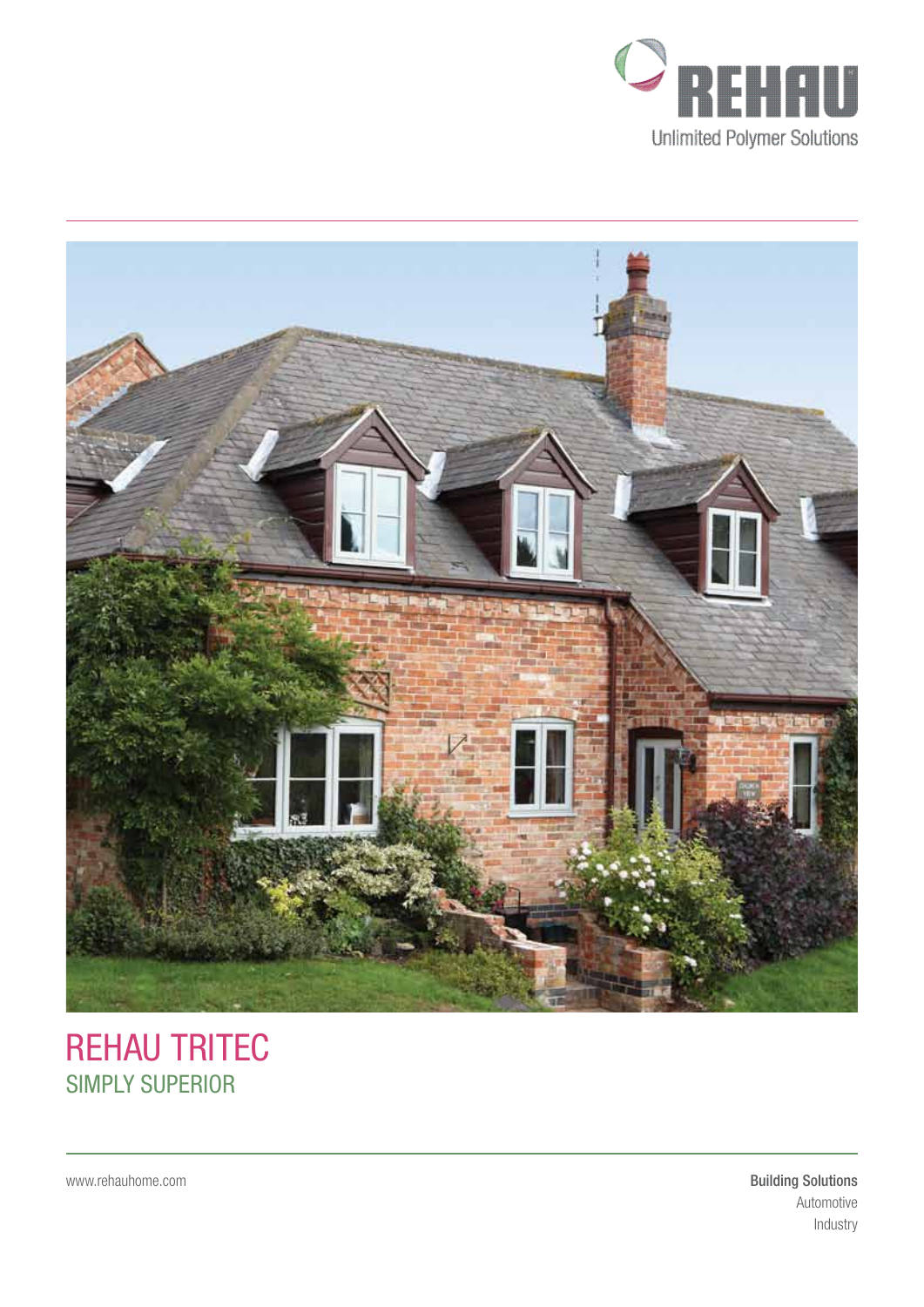REHAU

Unlimited Polymer Solutions

# REHAU TRITEC

## SIMPLY SUPERIOR

www.rehauhome.com

**Building Solutions**
Automotive
Industry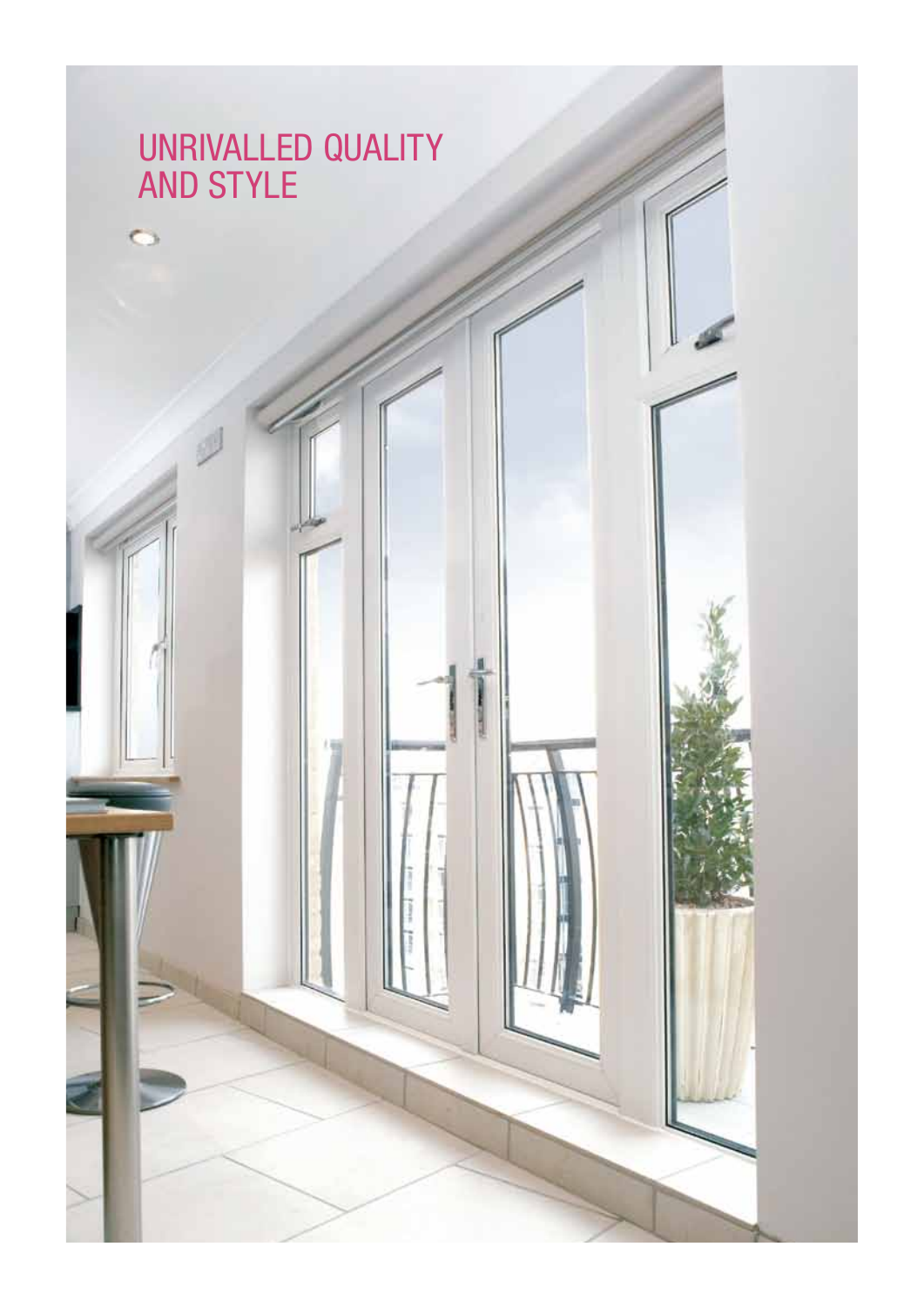# UNRIVALLED QUALITY AND STYLE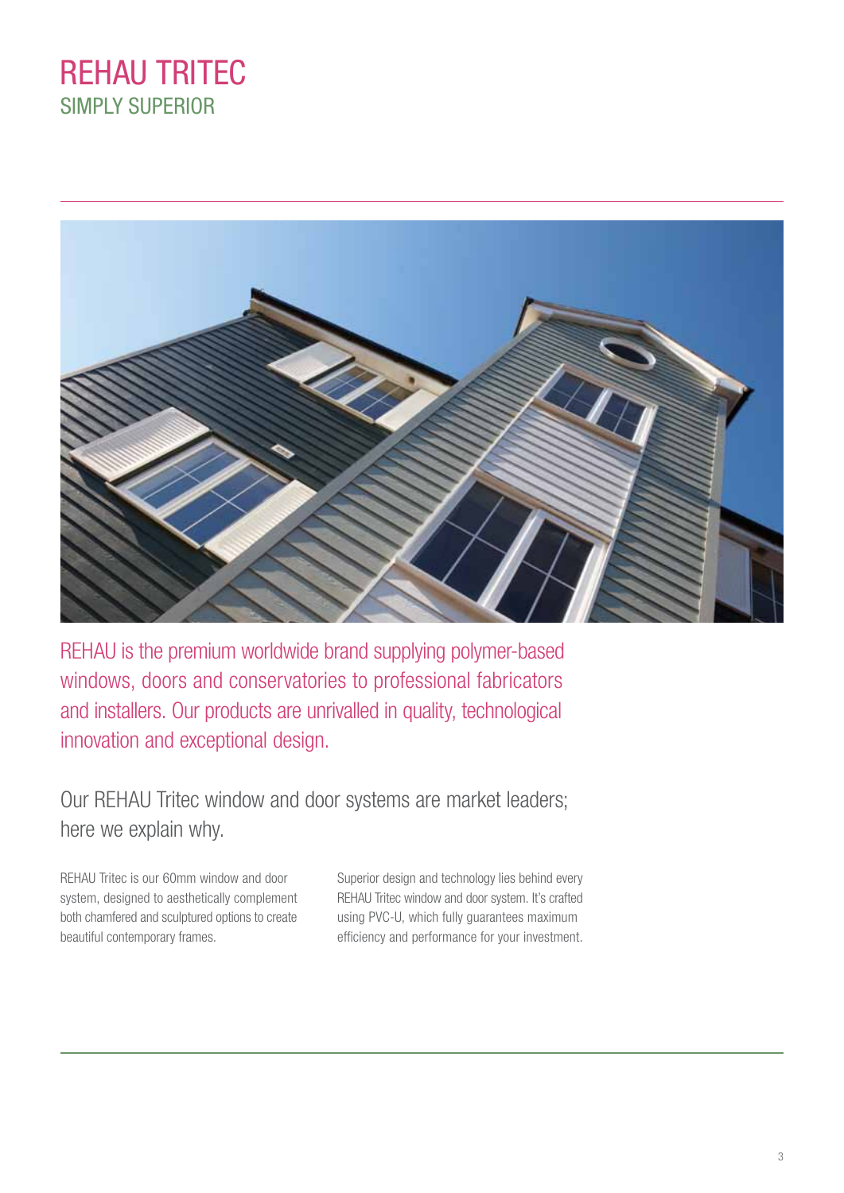# REHAU TRITEC

## SIMPLY SUPERIOR

REHAU is the premium worldwide brand supplying polymer-based windows, doors and conservatories to professional fabricators and installers. Our products are unrivalled in quality, technological innovation and exceptional design.

Our REHAU Tritec window and door systems are market leaders; here we explain why.

REHAU Tritec is our 60mm window and door system, designed to aesthetically complement both chamfered and sculptured options to create beautiful contemporary frames.

Superior design and technology lies behind every REHAU Tritec window and door system. It's crafted using PVC-U, which fully guarantees maximum efficiency and performance for your investment.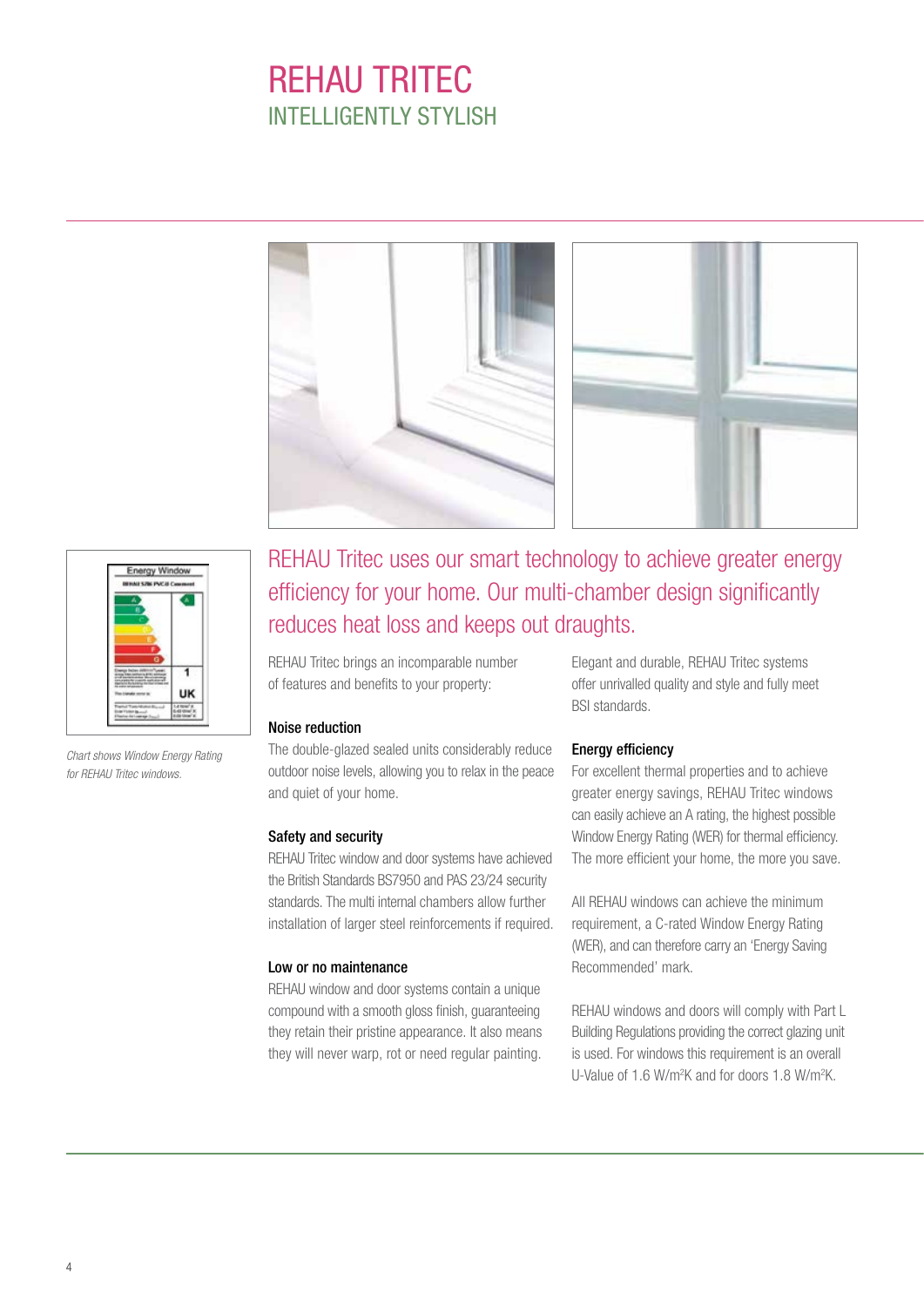# REHAU TRITEC
## INTELLIGENTLY STYLISH

*Chart shows Window Energy Rating for REHAU Tritec windows.*

REHAU Tritec uses our smart technology to achieve greater energy efficiency for your home. Our multi-chamber design significantly reduces heat loss and keeps out draughts.

REHAU Tritec brings an incomparable number of features and benefits to your property:

### Noise reduction

The double-glazed sealed units considerably reduce outdoor noise levels, allowing you to relax in the peace and quiet of your home.

### Safety and security

REHAU Tritec window and door systems have achieved the British Standards BS7950 and PAS 23/24 security standards. The multi internal chambers allow further installation of larger steel reinforcements if required.

### Low or no maintenance

REHAU window and door systems contain a unique compound with a smooth gloss finish, guaranteeing they retain their pristine appearance. It also means they will never warp, rot or need regular painting.

Elegant and durable, REHAU Tritec systems offer unrivalled quality and style and fully meet BSI standards.

### Energy efficiency

For excellent thermal properties and to achieve greater energy savings, REHAU Tritec windows can easily achieve an A rating, the highest possible Window Energy Rating (WER) for thermal efficiency. The more efficient your home, the more you save.

All REHAU windows can achieve the minimum requirement, a C-rated Window Energy Rating (WER), and can therefore carry an 'Energy Saving Recommended' mark.

REHAU windows and doors will comply with Part L Building Regulations providing the correct glazing unit is used. For windows this requirement is an overall U-Value of 1.6 W/m²K and for doors 1.8 W/m²K.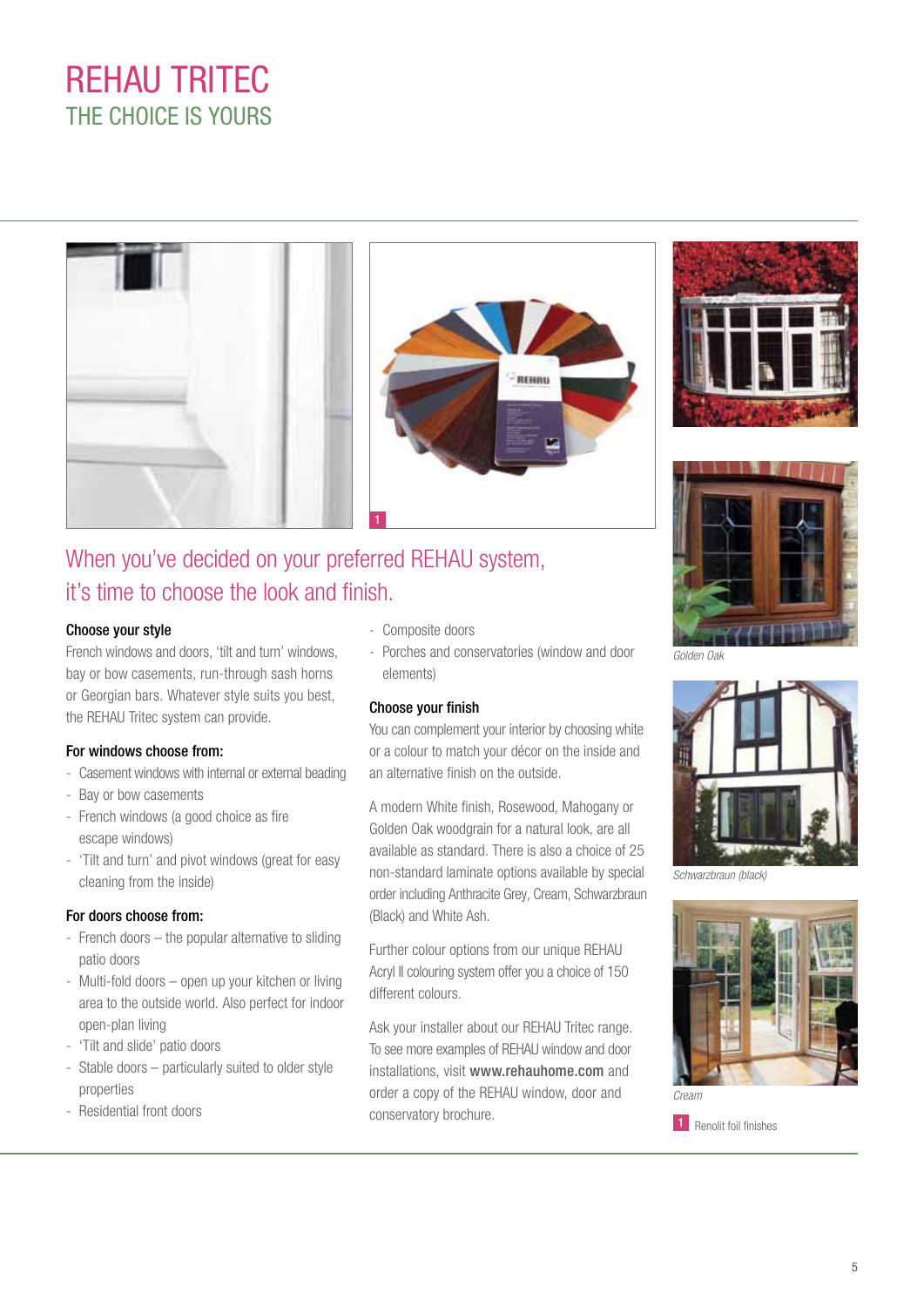# REHAU TRITEC

## THE CHOICE IS YOURS

## When you've decided on your preferred REHAU system, it's time to choose the look and finish.

### Choose your style

French windows and doors, 'tilt and turn' windows, bay or bow casements, run-through sash horns or Georgian bars. Whatever style suits you best, the REHAU Tritec system can provide.

### For windows choose from:

- Casement windows with internal or external beading
- Bay or bow casements
- French windows (a good choice as fire escape windows)
- 'Tilt and turn' and pivot windows (great for easy cleaning from the inside)

### For doors choose from:

- French doors – the popular alternative to sliding patio doors
- Multi-fold doors – open up your kitchen or living area to the outside world. Also perfect for indoor open-plan living
- 'Tilt and slide' patio doors
- Stable doors – particularly suited to older style properties
- Residential front doors
- Composite doors
- Porches and conservatories (window and door elements)

### Choose your finish

You can complement your interior by choosing white or a colour to match your décor on the inside and an alternative finish on the outside.

A modern White finish, Rosewood, Mahogany or Golden Oak woodgrain for a natural look, are all available as standard. There is also a choice of 25 non-standard laminate options available by special order including Anthracite Grey, Cream, Schwarzbraun (Black) and White Ash.

Further colour options from our unique REHAU Acryl II colouring system offer you a choice of 150 different colours.

Ask your installer about our REHAU Tritec range. To see more examples of REHAU window and door installations, visit **www.rehauhome.com** and order a copy of the REHAU window, door and conservatory brochure.

*Golden Oak*

*Schwarzbraun (black)*

*Cream*

1 Renolit foil finishes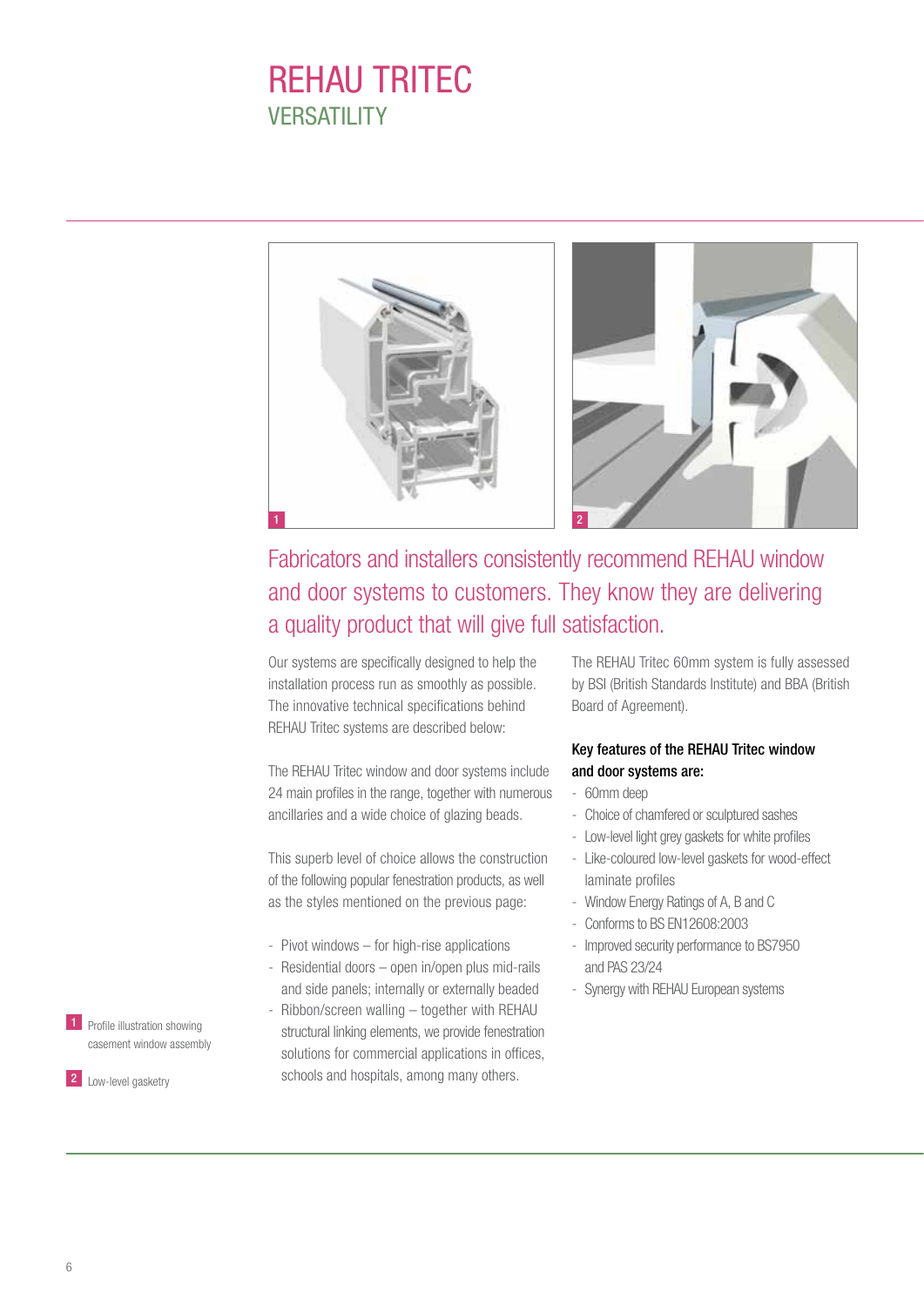# REHAU TRITEC

## VERSATILITY

1 Profile illustration showing casement window assembly

2 Low-level gasketry

Fabricators and installers consistently recommend REHAU window and door systems to customers. They know they are delivering a quality product that will give full satisfaction.

Our systems are specifically designed to help the installation process run as smoothly as possible. The innovative technical specifications behind REHAU Tritec systems are described below:

The REHAU Tritec window and door systems include 24 main profiles in the range, together with numerous ancillaries and a wide choice of glazing beads.

This superb level of choice allows the construction of the following popular fenestration products, as well as the styles mentioned on the previous page:

- Pivot windows – for high-rise applications
- Residential doors – open in/open plus mid-rails and side panels; internally or externally beaded
- Ribbon/screen walling – together with REHAU structural linking elements, we provide fenestration solutions for commercial applications in offices, schools and hospitals, among many others.

The REHAU Tritec 60mm system is fully assessed by BSI (British Standards Institute) and BBA (British Board of Agreement).

**Key features of the REHAU Tritec window and door systems are:**

- 60mm deep
- Choice of chamfered or sculptured sashes
- Low-level light grey gaskets for white profiles
- Like-coloured low-level gaskets for wood-effect laminate profiles
- Window Energy Ratings of A, B and C
- Conforms to BS EN12608:2003
- Improved security performance to BS7950 and PAS 23/24
- Synergy with REHAU European systems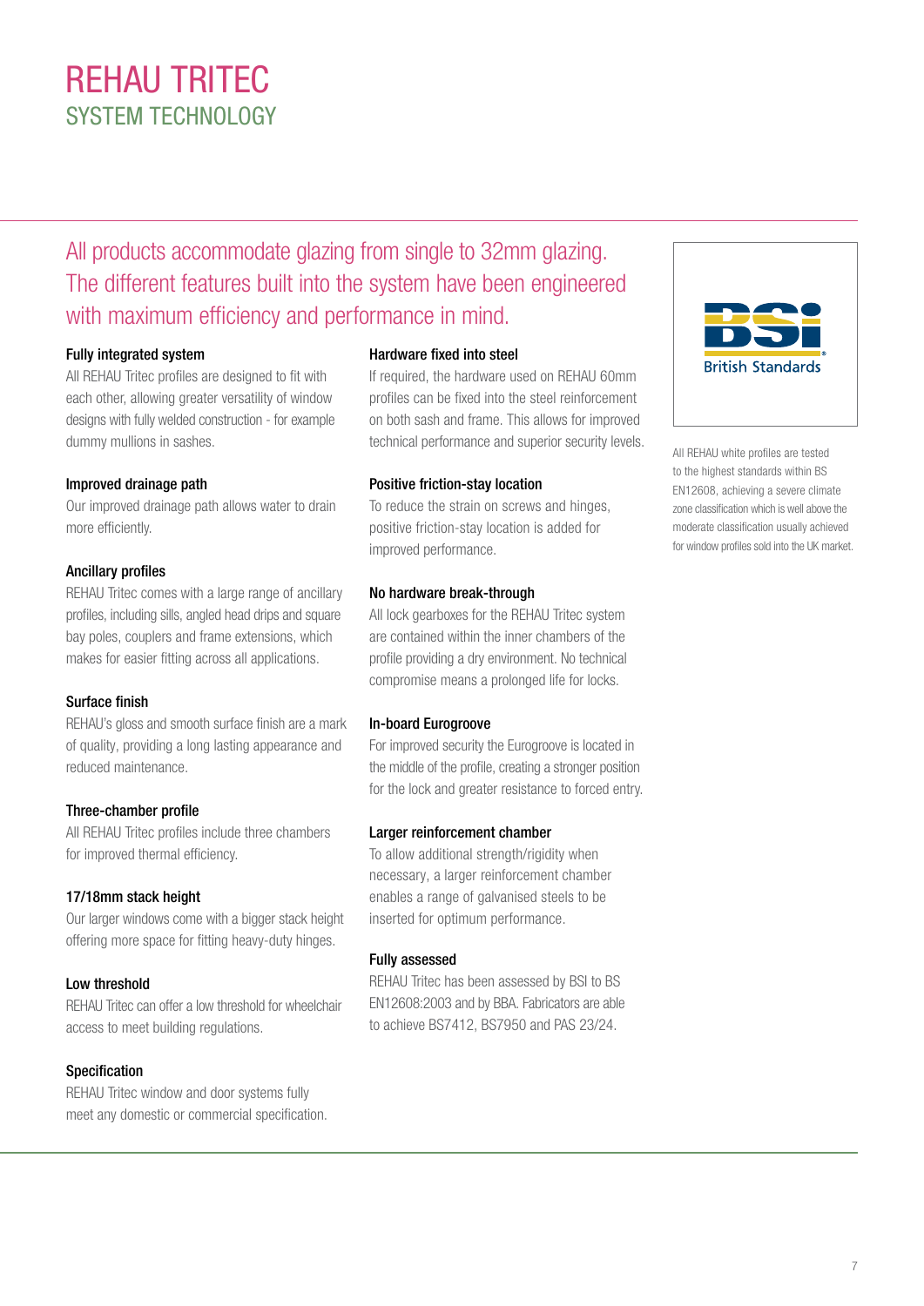# REHAU TRITEC

## SYSTEM TECHNOLOGY

All products accommodate glazing from single to 32mm glazing. The different features built into the system have been engineered with maximum efficiency and performance in mind.

### Fully integrated system

All REHAU Tritec profiles are designed to fit with each other, allowing greater versatility of window designs with fully welded construction - for example dummy mullions in sashes.

### Improved drainage path

Our improved drainage path allows water to drain more efficiently.

### Ancillary profiles

REHAU Tritec comes with a large range of ancillary profiles, including sills, angled head drips and square bay poles, couplers and frame extensions, which makes for easier fitting across all applications.

### Surface finish

REHAU's gloss and smooth surface finish are a mark of quality, providing a long lasting appearance and reduced maintenance.

### Three-chamber profile

All REHAU Tritec profiles include three chambers for improved thermal efficiency.

### 17/18mm stack height

Our larger windows come with a bigger stack height offering more space for fitting heavy-duty hinges.

### Low threshold

REHAU Tritec can offer a low threshold for wheelchair access to meet building regulations.

### Specification

REHAU Tritec window and door systems fully meet any domestic or commercial specification.

### Hardware fixed into steel

If required, the hardware used on REHAU 60mm profiles can be fixed into the steel reinforcement on both sash and frame. This allows for improved technical performance and superior security levels.

### Positive friction-stay location

To reduce the strain on screws and hinges, positive friction-stay location is added for improved performance.

### No hardware break-through

All lock gearboxes for the REHAU Tritec system are contained within the inner chambers of the profile providing a dry environment. No technical compromise means a prolonged life for locks.

### In-board Eurogroove

For improved security the Eurogroove is located in the middle of the profile, creating a stronger position for the lock and greater resistance to forced entry.

### Larger reinforcement chamber

To allow additional strength/rigidity when necessary, a larger reinforcement chamber enables a range of galvanised steels to be inserted for optimum performance.

### Fully assessed

REHAU Tritec has been assessed by BSI to BS EN12608:2003 and by BBA. Fabricators are able to achieve BS7412, BS7950 and PAS 23/24.

BSI British Standards

All REHAU white profiles are tested to the highest standards within BS EN12608, achieving a severe climate zone classification which is well above the moderate classification usually achieved for window profiles sold into the UK market.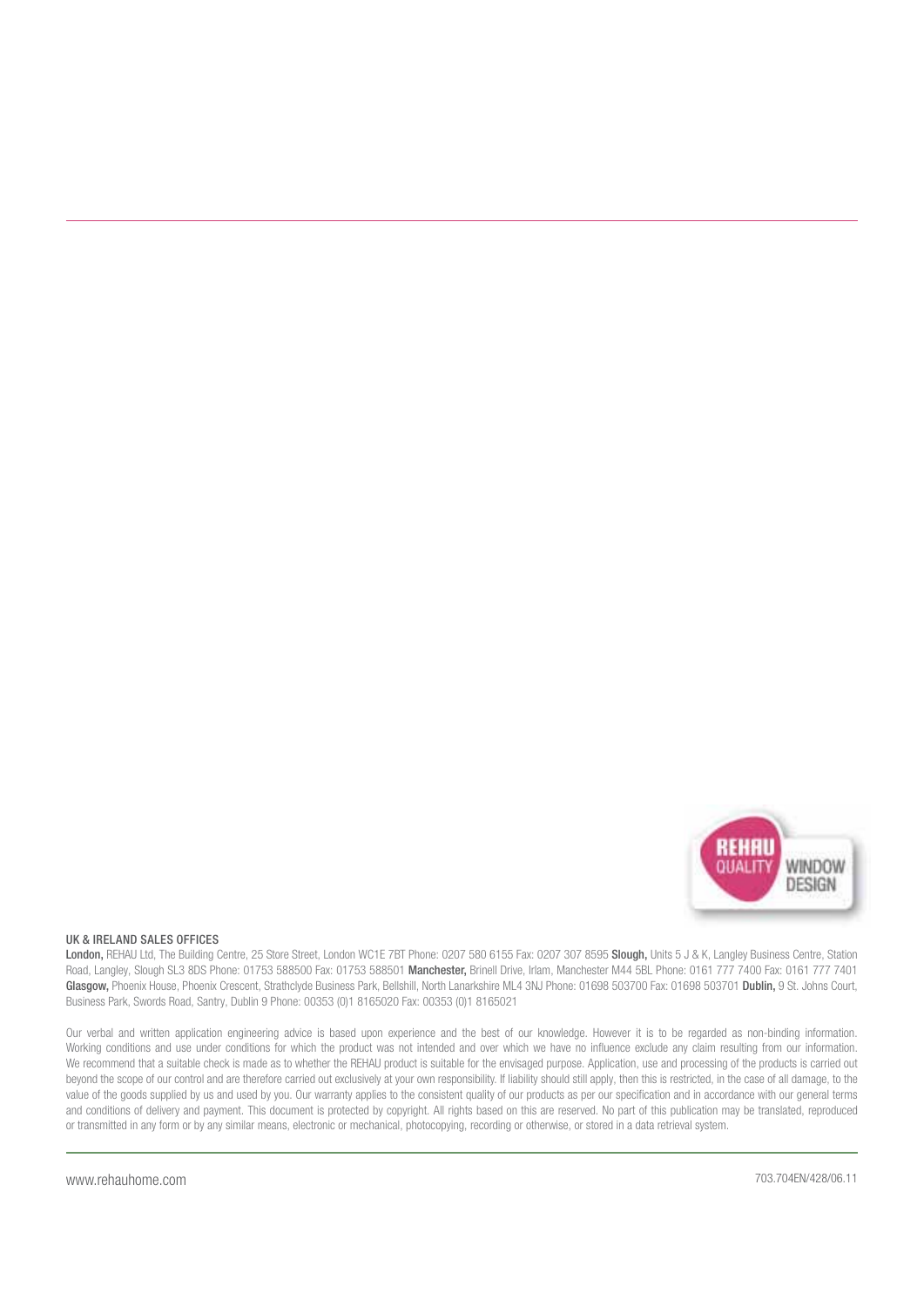REHAU QUALITY WINDOW DESIGN

UK & IRELAND SALES OFFICES

**London,** REHAU Ltd, The Building Centre, 25 Store Street, London WC1E 7BT Phone: 0207 580 6155 Fax: 0207 307 8595 **Slough,** Units 5 J & K, Langley Business Centre, Station Road, Langley, Slough SL3 8DS Phone: 01753 588500 Fax: 01753 588501 **Manchester,** Brinell Drive, Irlam, Manchester M44 5BL Phone: 0161 777 7400 Fax: 0161 777 7401 **Glasgow,** Phoenix House, Phoenix Crescent, Strathclyde Business Park, Bellshill, North Lanarkshire ML4 3NJ Phone: 01698 503700 Fax: 01698 503701 **Dublin,** 9 St. Johns Court, Business Park, Swords Road, Santry, Dublin 9 Phone: 00353 (0)1 8165020 Fax: 00353 (0)1 8165021

Our verbal and written application engineering advice is based upon experience and the best of our knowledge. However it is to be regarded as non-binding information. Working conditions and use under conditions for which the product was not intended and over which we have no influence exclude any claim resulting from our information. We recommend that a suitable check is made as to whether the REHAU product is suitable for the envisaged purpose. Application, use and processing of the products is carried out beyond the scope of our control and are therefore carried out exclusively at your own responsibility. If liability should still apply, then this is restricted, in the case of all damage, to the value of the goods supplied by us and used by you. Our warranty applies to the consistent quality of our products as per our specification and in accordance with our general terms and conditions of delivery and payment. This document is protected by copyright. All rights based on this are reserved. No part of this publication may be translated, reproduced or transmitted in any form or by any similar means, electronic or mechanical, photocopying, recording or otherwise, or stored in a data retrieval system.

www.rehauhome.com

703.704EN/428/06.11